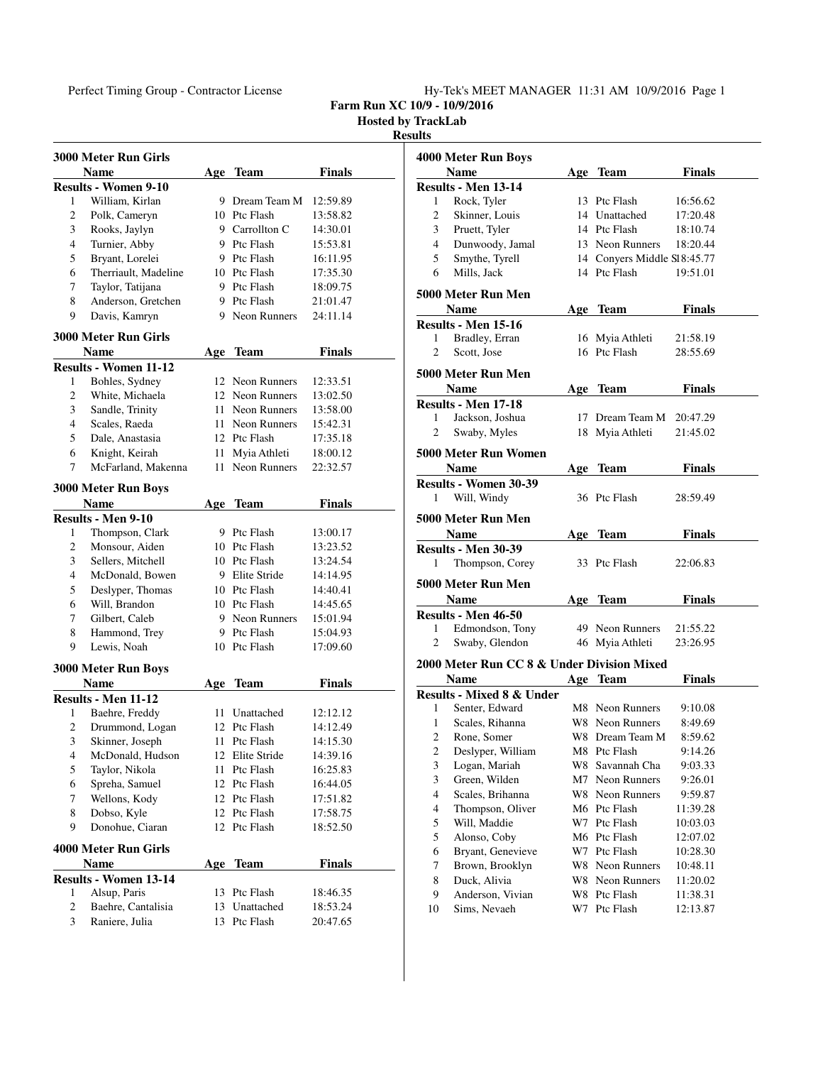Perfect Timing Group - Contractor License

Hy-Tek's MEET MANAGER 11:31 AM 10/9/2016 Page 1

**Farm Run XC 10/9 - 10/9/2016**

**Hosted by TrackLab**

**Results**

### 3000 Meter Run Girls

| | Name | Age | Team | Finals |
|---|---|---|---|---|
| **Results - Women 9-10** | | | | |
| 1 | William, Kirlan | 9 | Dream Team M | 12:59.89 |
| 2 | Polk, Cameryn | 10 | Ptc Flash | 13:58.82 |
| 3 | Rooks, Jaylyn | 9 | Carrollton C | 14:30.01 |
| 4 | Turnier, Abby | 9 | Ptc Flash | 15:53.81 |
| 5 | Bryant, Lorelei | 9 | Ptc Flash | 16:11.95 |
| 6 | Therriault, Madeline | 10 | Ptc Flash | 17:35.30 |
| 7 | Taylor, Tatijana | 9 | Ptc Flash | 18:09.75 |
| 8 | Anderson, Gretchen | 9 | Ptc Flash | 21:01.47 |
| 9 | Davis, Kamryn | 9 | Neon Runners | 24:11.14 |

### 3000 Meter Run Girls

| | Name | Age | Team | Finals |
|---|---|---|---|---|
| **Results - Women 11-12** | | | | |
| 1 | Bohles, Sydney | 12 | Neon Runners | 12:33.51 |
| 2 | White, Michaela | 12 | Neon Runners | 13:02.50 |
| 3 | Sandle, Trinity | 11 | Neon Runners | 13:58.00 |
| 4 | Scales, Raeda | 11 | Neon Runners | 15:42.31 |
| 5 | Dale, Anastasia | 12 | Ptc Flash | 17:35.18 |
| 6 | Knight, Keirah | 11 | Myia Athleti | 18:00.12 |
| 7 | McFarland, Makenna | 11 | Neon Runners | 22:32.57 |

### 3000 Meter Run Boys

| | Name | Age | Team | Finals |
|---|---|---|---|---|
| **Results - Men 9-10** | | | | |
| 1 | Thompson, Clark | 9 | Ptc Flash | 13:00.17 |
| 2 | Monsour, Aiden | 10 | Ptc Flash | 13:23.52 |
| 3 | Sellers, Mitchell | 10 | Ptc Flash | 13:24.54 |
| 4 | McDonald, Bowen | 9 | Elite Stride | 14:14.95 |
| 5 | Deslyper, Thomas | 10 | Ptc Flash | 14:40.41 |
| 6 | Will, Brandon | 10 | Ptc Flash | 14:45.65 |
| 7 | Gilbert, Caleb | 9 | Neon Runners | 15:01.94 |
| 8 | Hammond, Trey | 9 | Ptc Flash | 15:04.93 |
| 9 | Lewis, Noah | 10 | Ptc Flash | 17:09.60 |

### 3000 Meter Run Boys

| | Name | Age | Team | Finals |
|---|---|---|---|---|
| **Results - Men 11-12** | | | | |
| 1 | Baehre, Freddy | 11 | Unattached | 12:12.12 |
| 2 | Drummond, Logan | 12 | Ptc Flash | 14:12.49 |
| 3 | Skinner, Joseph | 11 | Ptc Flash | 14:15.30 |
| 4 | McDonald, Hudson | 12 | Elite Stride | 14:39.16 |
| 5 | Taylor, Nikola | 11 | Ptc Flash | 16:25.83 |
| 6 | Spreha, Samuel | 12 | Ptc Flash | 16:44.05 |
| 7 | Wellons, Kody | 12 | Ptc Flash | 17:51.82 |
| 8 | Dobso, Kyle | 12 | Ptc Flash | 17:58.75 |
| 9 | Donohue, Ciaran | 12 | Ptc Flash | 18:52.50 |

### 4000 Meter Run Girls

| | Name | Age | Team | Finals |
|---|---|---|---|---|
| **Results - Women 13-14** | | | | |
| 1 | Alsup, Paris | 13 | Ptc Flash | 18:46.35 |
| 2 | Baehre, Cantalisia | 13 | Unattached | 18:53.24 |
| 3 | Raniere, Julia | 13 | Ptc Flash | 20:47.65 |

### 4000 Meter Run Boys

| | Name | Age | Team | Finals |
|---|---|---|---|---|
| **Results - Men 13-14** | | | | |
| 1 | Rock, Tyler | 13 | Ptc Flash | 16:56.62 |
| 2 | Skinner, Louis | 14 | Unattached | 17:20.48 |
| 3 | Pruett, Tyler | 14 | Ptc Flash | 18:10.74 |
| 4 | Dunwoody, Jamal | 13 | Neon Runners | 18:20.44 |
| 5 | Smythe, Tyrell | 14 | Conyers Middle Sl | 18:45.77 |
| 6 | Mills, Jack | 14 | Ptc Flash | 19:51.01 |

### 5000 Meter Run Men

| | Name | Age | Team | Finals |
|---|---|---|---|---|
| **Results - Men 15-16** | | | | |
| 1 | Bradley, Erran | 16 | Myia Athleti | 21:58.19 |
| 2 | Scott, Jose | 16 | Ptc Flash | 28:55.69 |

### 5000 Meter Run Men

| | Name | Age | Team | Finals |
|---|---|---|---|---|
| **Results - Men 17-18** | | | | |
| 1 | Jackson, Joshua | 17 | Dream Team M | 20:47.29 |
| 2 | Swaby, Myles | 18 | Myia Athleti | 21:45.02 |

### 5000 Meter Run Women

| | Name | Age | Team | Finals |
|---|---|---|---|---|
| **Results - Women 30-39** | | | | |
| 1 | Will, Windy | 36 | Ptc Flash | 28:59.49 |

### 5000 Meter Run Men

| | Name | Age | Team | Finals |
|---|---|---|---|---|
| **Results - Men 30-39** | | | | |
| 1 | Thompson, Corey | 33 | Ptc Flash | 22:06.83 |

### 5000 Meter Run Men

| | Name | Age | Team | Finals |
|---|---|---|---|---|
| **Results - Men 46-50** | | | | |
| 1 | Edmondson, Tony | 49 | Neon Runners | 21:55.22 |
| 2 | Swaby, Glendon | 46 | Myia Athleti | 23:26.95 |

### 2000 Meter Run CC 8 & Under Division Mixed

| | Name | Age | Team | Finals |
|---|---|---|---|---|
| **Results - Mixed 8 & Under** | | | | |
| 1 | Senter, Edward | M8 | Neon Runners | 9:10.08 |
| 1 | Scales, Rihanna | W8 | Neon Runners | 8:49.69 |
| 2 | Rone, Somer | W8 | Dream Team M | 8:59.62 |
| 2 | Deslyper, William | M8 | Ptc Flash | 9:14.26 |
| 3 | Logan, Mariah | W8 | Savannah Cha | 9:03.33 |
| 3 | Green, Wilden | M7 | Neon Runners | 9:26.01 |
| 4 | Scales, Brihanna | W8 | Neon Runners | 9:59.87 |
| 4 | Thompson, Oliver | M6 | Ptc Flash | 11:39.28 |
| 5 | Will, Maddie | W7 | Ptc Flash | 10:03.03 |
| 5 | Alonso, Coby | M6 | Ptc Flash | 12:07.02 |
| 6 | Bryant, Genevieve | W7 | Ptc Flash | 10:28.30 |
| 7 | Brown, Brooklyn | W8 | Neon Runners | 10:48.11 |
| 8 | Duck, Alivia | W8 | Neon Runners | 11:20.02 |
| 9 | Anderson, Vivian | W8 | Ptc Flash | 11:38.31 |
| 10 | Sims, Nevaeh | W7 | Ptc Flash | 12:13.87 |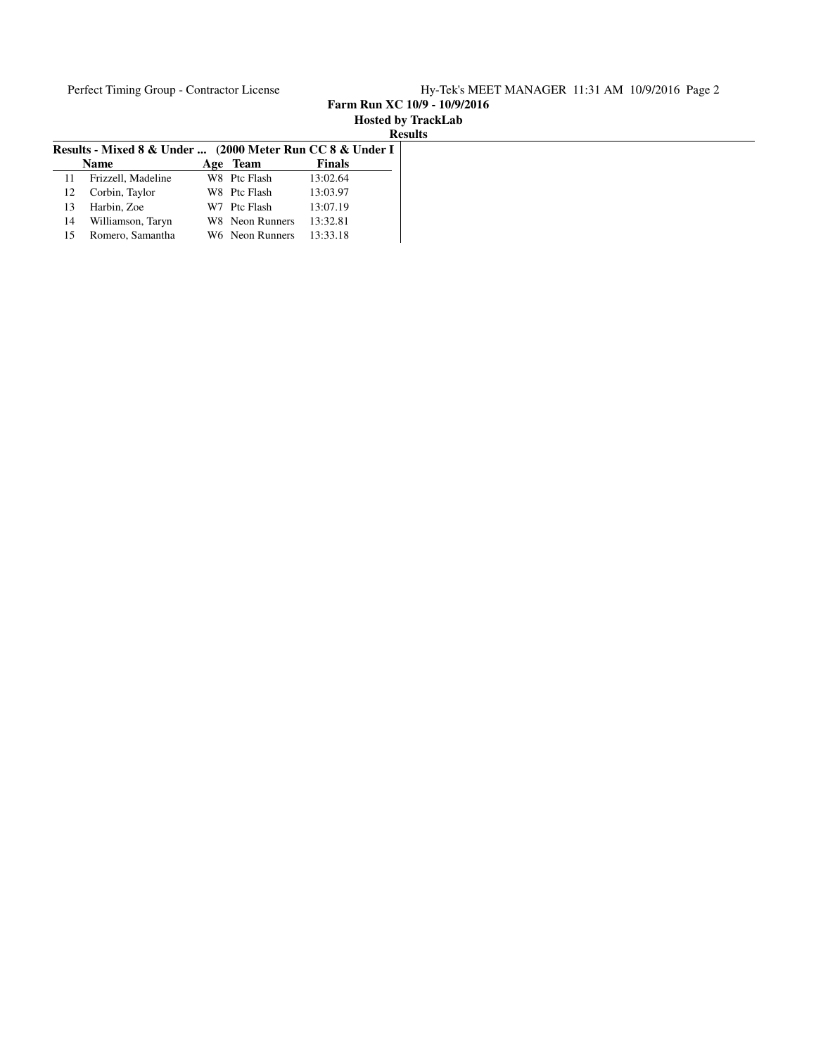**Farm Run XC 10/9 - 10/9/2016**

**Hosted by TrackLab**

**Results**

**Results - Mixed 8 & Under ... (2000 Meter Run CC 8 & Under I**

| | Name | Age | Team | Finals |
|---|---|---|---|---|
| 11 | Frizzell, Madeline | W8 | Ptc Flash | 13:02.64 |
| 12 | Corbin, Taylor | W8 | Ptc Flash | 13:03.97 |
| 13 | Harbin, Zoe | W7 | Ptc Flash | 13:07.19 |
| 14 | Williamson, Taryn | W8 | Neon Runners | 13:32.81 |
| 15 | Romero, Samantha | W6 | Neon Runners | 13:33.18 |